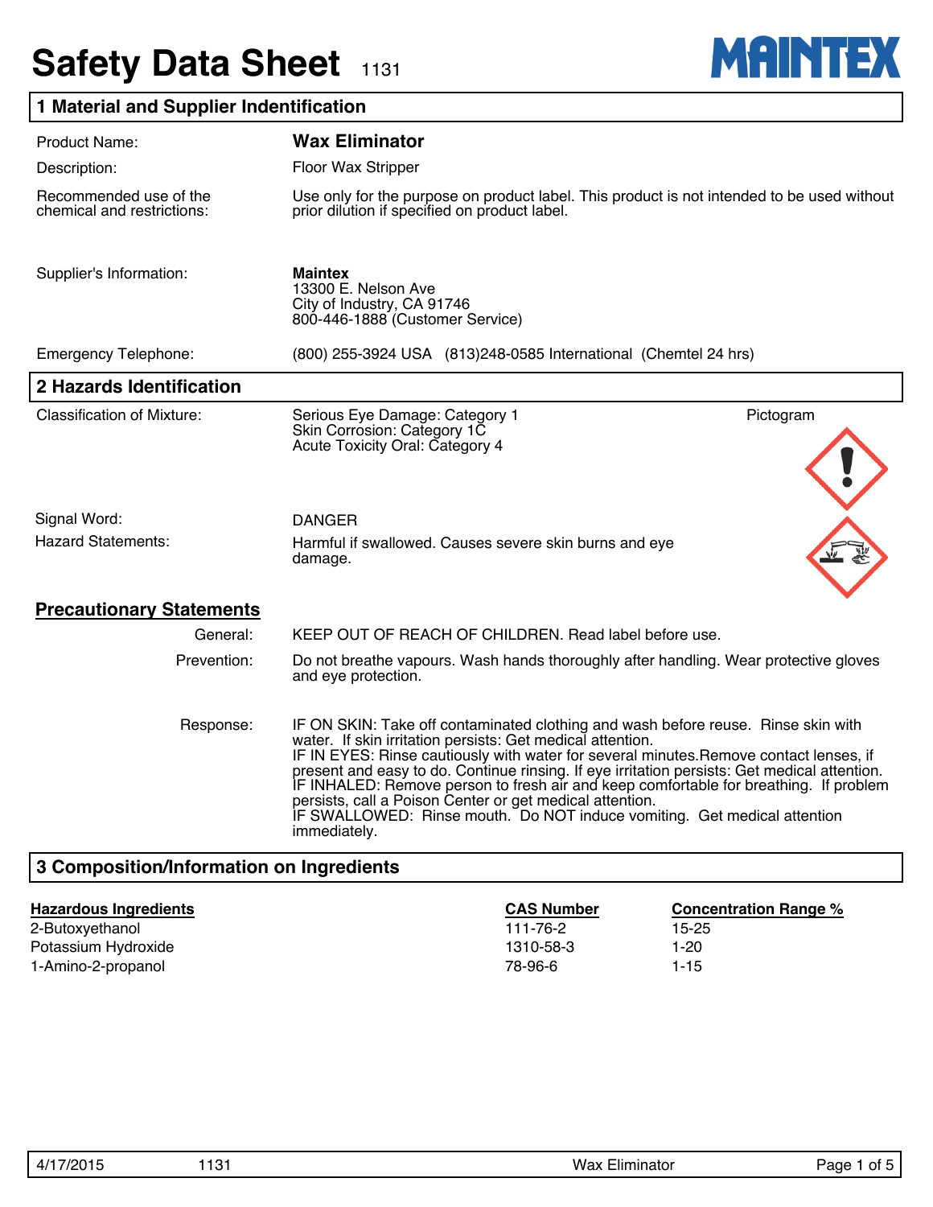# Safety Data Sheet 1131

MAINTEX

## 1 Material and Supplier Indentification

| | |
|---|---|
| Product Name: | **Wax Eliminator** |
| Description: | Floor Wax Stripper |
| Recommended use of the chemical and restrictions: | Use only for the purpose on product label. This product is not intended to be used without prior dilution if specified on product label. |
| Supplier's Information: | **Maintex**<br>13300 E. Nelson Ave<br>City of Industry, CA 91746<br>800-446-1888 (Customer Service) |
| Emergency Telephone: | (800) 255-3924 USA (813)248-0585 International (Chemtel 24 hrs) |

## 2 Hazards Identification

| | |
|---|---|
| Classification of Mixture: | Serious Eye Damage: Category 1<br>Skin Corrosion: Category 1C<br>Acute Toxicity Oral: Category 4 |
| Signal Word: | DANGER |
| Hazard Statements: | Harmful if swallowed. Causes severe skin burns and eye damage. |

Pictogram

### Precautionary Statements

**General:** KEEP OUT OF REACH OF CHILDREN. Read label before use.

**Prevention:** Do not breathe vapours. Wash hands thoroughly after handling. Wear protective gloves and eye protection.

**Response:** IF ON SKIN: Take off contaminated clothing and wash before reuse. Rinse skin with water. If skin irritation persists: Get medical attention.
IF IN EYES: Rinse cautiously with water for several minutes.Remove contact lenses, if present and easy to do. Continue rinsing. If eye irritation persists: Get medical attention.
IF INHALED: Remove person to fresh air and keep comfortable for breathing. If problem persists, call a Poison Center or get medical attention.
IF SWALLOWED: Rinse mouth. Do NOT induce vomiting. Get medical attention immediately.

## 3 Composition/Information on Ingredients

| Hazardous Ingredients | CAS Number | Concentration Range % |
|---|---|---|
| 2-Butoxyethanol | 111-76-2 | 15-25 |
| Potassium Hydroxide | 1310-58-3 | 1-20 |
| 1-Amino-2-propanol | 78-96-6 | 1-15 |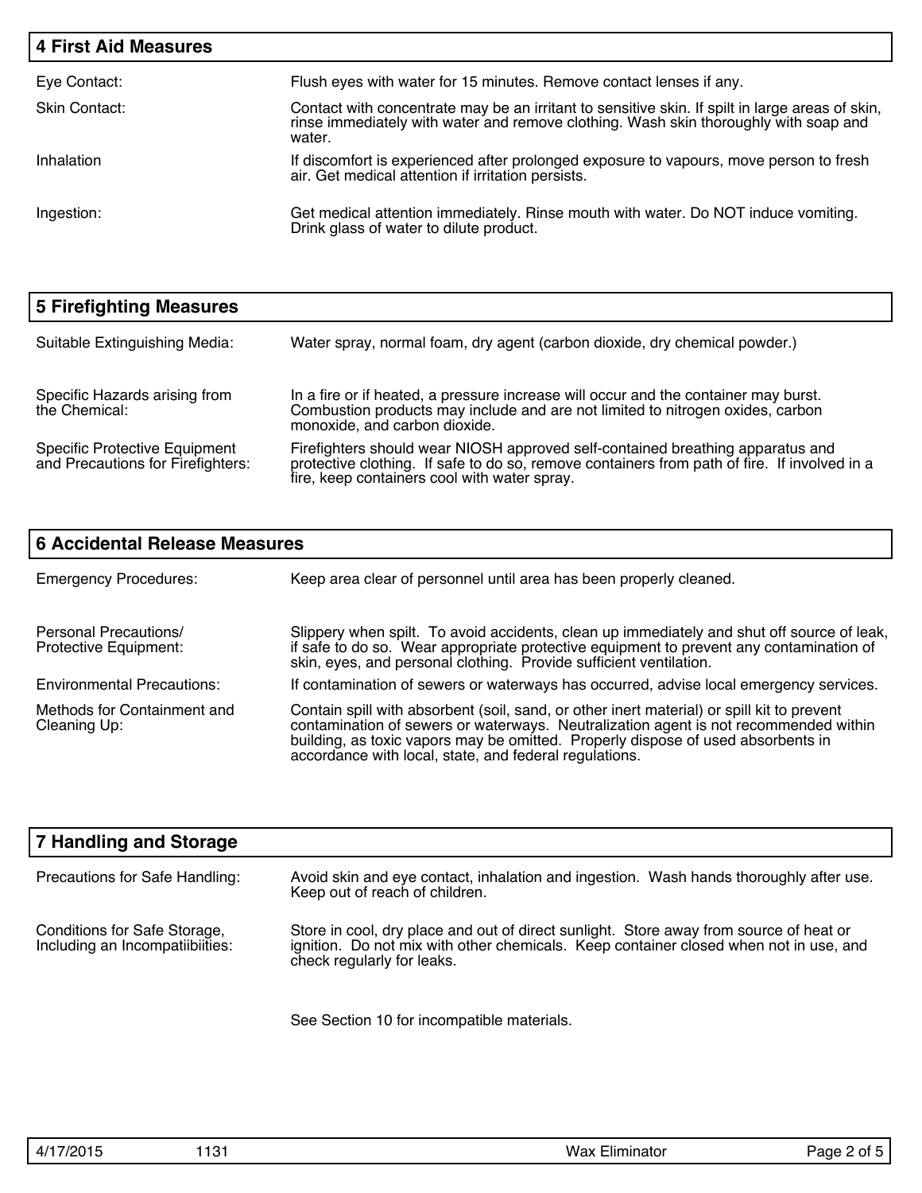## 4 First Aid Measures

| | |
|---|---|
| Eye Contact: | Flush eyes with water for 15 minutes. Remove contact lenses if any. |
| Skin Contact: | Contact with concentrate may be an irritant to sensitive skin. If spilt in large areas of skin, rinse immediately with water and remove clothing. Wash skin thoroughly with soap and water. |
| Inhalation | If discomfort is experienced after prolonged exposure to vapours, move person to fresh air. Get medical attention if irritation persists. |
| Ingestion: | Get medical attention immediately. Rinse mouth with water. Do NOT induce vomiting. Drink glass of water to dilute product. |

## 5 Firefighting Measures

| | |
|---|---|
| Suitable Extinguishing Media: | Water spray, normal foam, dry agent (carbon dioxide, dry chemical powder.) |
| Specific Hazards arising from the Chemical: | In a fire or if heated, a pressure increase will occur and the container may burst. Combustion products may include and are not limited to nitrogen oxides, carbon monoxide, and carbon dioxide. |
| Specific Protective Equipment and Precautions for Firefighters: | Firefighters should wear NIOSH approved self-contained breathing apparatus and protective clothing. If safe to do so, remove containers from path of fire. If involved in a fire, keep containers cool with water spray. |

## 6 Accidental Release Measures

| | |
|---|---|
| Emergency Procedures: | Keep area clear of personnel until area has been properly cleaned. |
| Personal Precautions/ Protective Equipment: | Slippery when spilt. To avoid accidents, clean up immediately and shut off source of leak, if safe to do so. Wear appropriate protective equipment to prevent any contamination of skin, eyes, and personal clothing. Provide sufficient ventilation. |
| Environmental Precautions: | If contamination of sewers or waterways has occurred, advise local emergency services. |
| Methods for Containment and Cleaning Up: | Contain spill with absorbent (soil, sand, or other inert material) or spill kit to prevent contamination of sewers or waterways. Neutralization agent is not recommended within building, as toxic vapors may be omitted. Properly dispose of used absorbents in accordance with local, state, and federal regulations. |

## 7 Handling and Storage

| | |
|---|---|
| Precautions for Safe Handling: | Avoid skin and eye contact, inhalation and ingestion. Wash hands thoroughly after use. Keep out of reach of children. |
| Conditions for Safe Storage, Including an Incompatiibiities: | Store in cool, dry place and out of direct sunlight. Store away from source of heat or ignition. Do not mix with other chemicals. Keep container closed when not in use, and check regularly for leaks.<br><br>See Section 10 for incompatible materials. |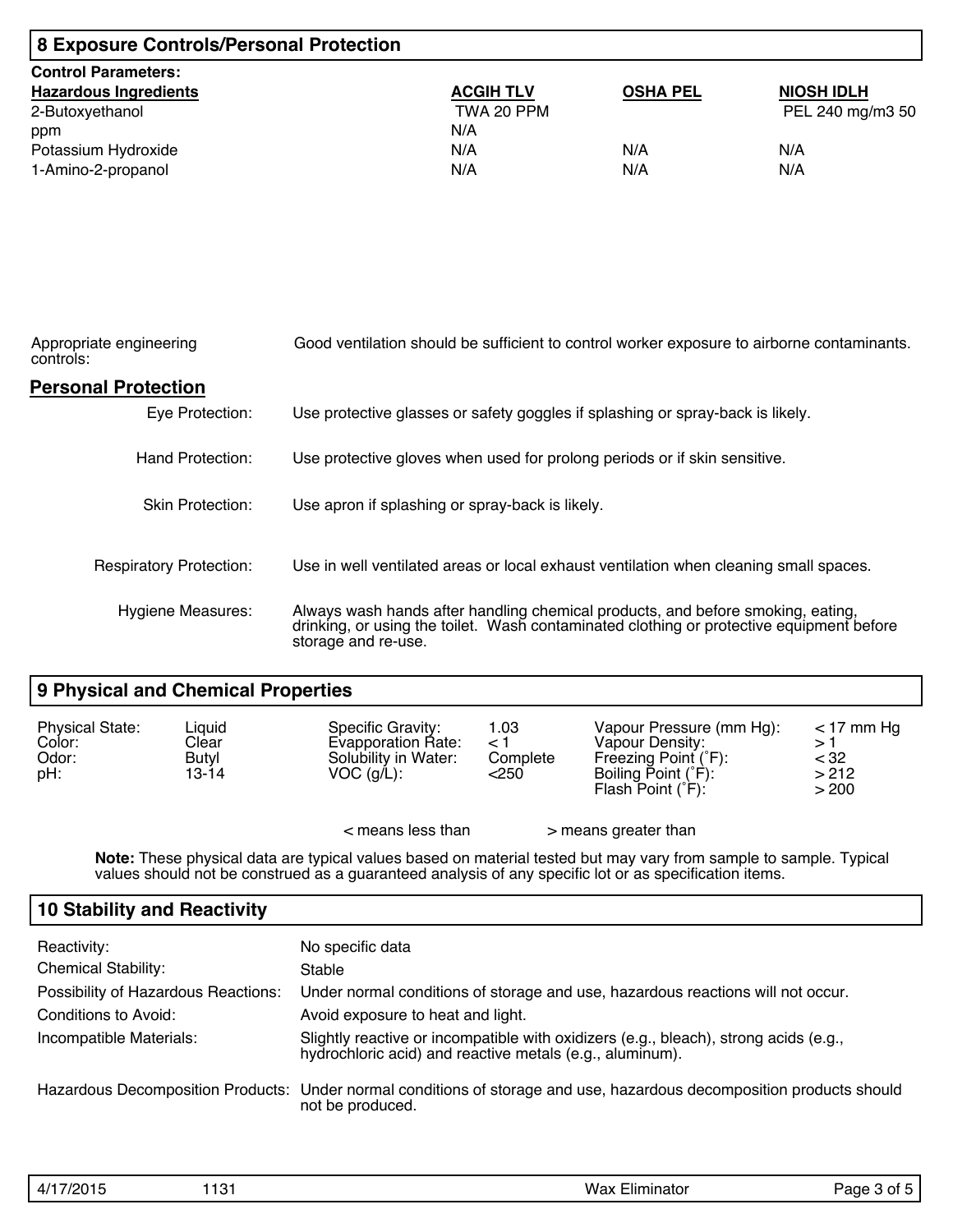## 8 Exposure Controls/Personal Protection

**Control Parameters:**

| Hazardous Ingredients | ACGIH TLV | OSHA PEL | NIOSH IDLH |
|---|---|---|---|
| 2-Butoxyethanol | TWA 20 PPM | | PEL 240 mg/m3 50 |
| ppm | N/A | | |
| Potassium Hydroxide | N/A | N/A | N/A |
| 1-Amino-2-propanol | N/A | N/A | N/A |

Appropriate engineering controls: Good ventilation should be sufficient to control worker exposure to airborne contaminants.

### Personal Protection

Eye Protection: Use protective glasses or safety goggles if splashing or spray-back is likely.

Hand Protection: Use protective gloves when used for prolong periods or if skin sensitive.

Skin Protection: Use apron if splashing or spray-back is likely.

Respiratory Protection: Use in well ventilated areas or local exhaust ventilation when cleaning small spaces.

Hygiene Measures: Always wash hands after handling chemical products, and before smoking, eating, drinking, or using the toilet. Wash contaminated clothing or protective equipment before storage and re-use.

## 9 Physical and Chemical Properties

| | | | | | |
|---|---|---|---|---|---|
| Physical State: | Liquid | Specific Gravity: | 1.03 | Vapour Pressure (mm Hg): | < 17 mm Hg |
| Color: | Clear | Evapporation Rate: | < 1 | Vapour Density: | > 1 |
| Odor: | Butyl | Solubility in Water: | Complete | Freezing Point (˚F): | < 32 |
| pH: | 13-14 | VOC (g/L): | <250 | Boiling Point (˚F): | > 212 |
| | | | | Flash Point (˚F): | > 200 |

< means less than     > means greater than

**Note:** These physical data are typical values based on material tested but may vary from sample to sample. Typical values should not be construed as a guaranteed analysis of any specific lot or as specification items.

## 10 Stability and Reactivity

Reactivity: No specific data

Chemical Stability: Stable

Possibility of Hazardous Reactions: Under normal conditions of storage and use, hazardous reactions will not occur.

Conditions to Avoid: Avoid exposure to heat and light.

Incompatible Materials: Slightly reactive or incompatible with oxidizers (e.g., bleach), strong acids (e.g., hydrochloric acid) and reactive metals (e.g., aluminum).

Hazardous Decomposition Products: Under normal conditions of storage and use, hazardous decomposition products should not be produced.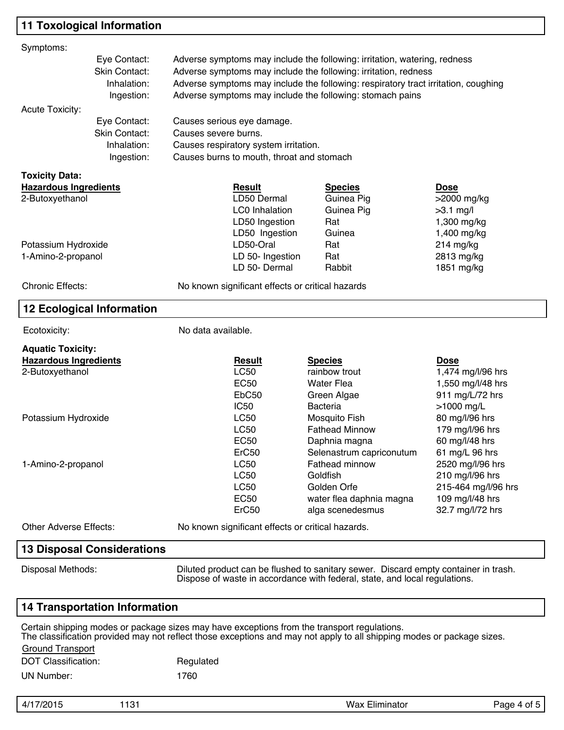## 11 Toxological Information

Symptoms:

| | |
|---|---|
| Eye Contact: | Adverse symptoms may include the following: irritation, watering, redness |
| Skin Contact: | Adverse symptoms may include the following: irritation, redness |
| Inhalation: | Adverse symptoms may include the following: respiratory tract irritation, coughing |
| Ingestion: | Adverse symptoms may include the following: stomach pains |

Acute Toxicity:

| | |
|---|---|
| Eye Contact: | Causes serious eye damage. |
| Skin Contact: | Causes severe burns. |
| Inhalation: | Causes respiratory system irritation. |
| Ingestion: | Causes burns to mouth, throat and stomach |

**Toxicity Data:**

| Hazardous Ingredients | Result | Species | Dose |
|---|---|---|---|
| 2-Butoxyethanol | LD50 Dermal | Guinea Pig | >2000 mg/kg |
| | LC0 Inhalation | Guinea Pig | >3.1 mg/l |
| | LD50 Ingestion | Rat | 1,300 mg/kg |
| | LD50 Ingestion | Guinea | 1,400 mg/kg |
| Potassium Hydroxide | LD50-Oral | Rat | 214 mg/kg |
| 1-Amino-2-propanol | LD 50- Ingestion | Rat | 2813 mg/kg |
| | LD 50- Dermal | Rabbit | 1851 mg/kg |

Chronic Effects: No known significant effects or critical hazards

## 12 Ecological Information

Ecotoxicity: No data available.

**Aquatic Toxicity:**

| Hazardous Ingredients | Result | Species | Dose |
|---|---|---|---|
| 2-Butoxyethanol | LC50 | rainbow trout | 1,474 mg/l/96 hrs |
| | EC50 | Water Flea | 1,550 mg/l/48 hrs |
| | EbC50 | Green Algae | 911 mg/L/72 hrs |
| | IC50 | Bacteria | >1000 mg/L |
| Potassium Hydroxide | LC50 | Mosquito Fish | 80 mg/l/96 hrs |
| | LC50 | Fathead Minnow | 179 mg/l/96 hrs |
| | EC50 | Daphnia magna | 60 mg/l/48 hrs |
| | ErC50 | Selenastrum capriconutum | 61 mg/L 96 hrs |
| 1-Amino-2-propanol | LC50 | Fathead minnow | 2520 mg/l/96 hrs |
| | LC50 | Goldfish | 210 mg/l/96 hrs |
| | LC50 | Golden Orfe | 215-464 mg/l/96 hrs |
| | EC50 | water flea daphnia magna | 109 mg/l/48 hrs |
| | ErC50 | alga scenedesmus | 32.7 mg/l/72 hrs |

Other Adverse Effects: No known significant effects or critical hazards.

## 13 Disposal Considerations

Disposal Methods: Diluted product can be flushed to sanitary sewer. Discard empty container in trash. Dispose of waste in accordance with federal, state, and local regulations.

## 14 Transportation Information

Certain shipping modes or package sizes may have exceptions from the transport regulations.
The classification provided may not reflect those exceptions and may not apply to all shipping modes or package sizes.

Ground Transport

DOT Classification: Regulated

UN Number: 1760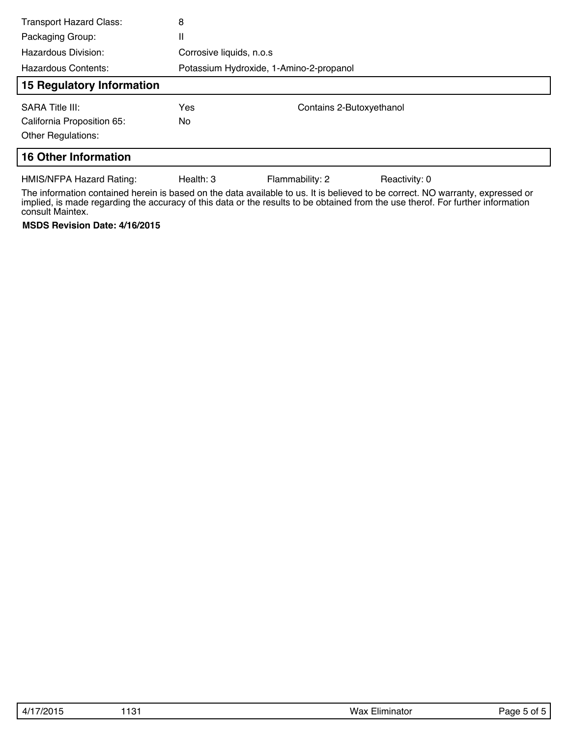| | |
|---|---|
| Transport Hazard Class: | 8 |
| Packaging Group: | II |
| Hazardous Division: | Corrosive liquids, n.o.s |
| Hazardous Contents: | Potassium Hydroxide, 1-Amino-2-propanol |

## 15 Regulatory Information

| | | |
|---|---|---|
| SARA Title III: | Yes | Contains 2-Butoxyethanol |
| California Proposition 65: | No | |
| Other Regulations: | | |

## 16 Other Information

| | | | |
|---|---|---|---|
| HMIS/NFPA Hazard Rating: | Health: 3 | Flammability: 2 | Reactivity: 0 |

The information contained herein is based on the data available to us. It is believed to be correct. NO warranty, expressed or implied, is made regarding the accuracy of this data or the results to be obtained from the use therof. For further information consult Maintex.

**MSDS Revision Date: 4/16/2015**